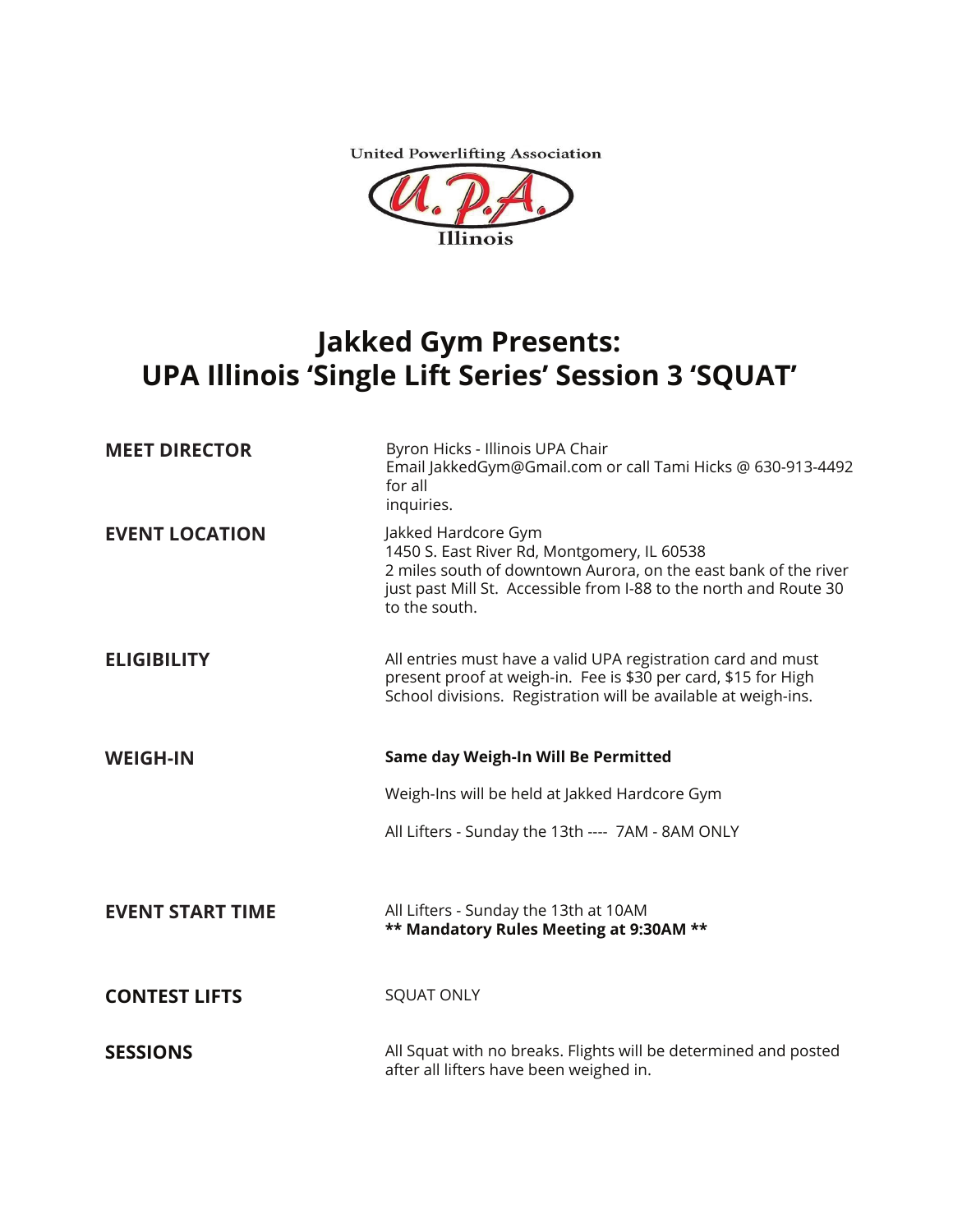United Powerlifting Association

U.P.A.

Illinois

# Jakked Gym Presents: UPA Illinois 'Single Lift Series' Session 3 'SQUAT'

**MEET DIRECTOR**

Byron Hicks - Illinois UPA Chair
Email JakkedGym@Gmail.com or call Tami Hicks @ 630-913-4492 for all inquiries.

**EVENT LOCATION**

Jakked Hardcore Gym
1450 S. East River Rd, Montgomery, IL 60538
2 miles south of downtown Aurora, on the east bank of the river just past Mill St. Accessible from I-88 to the north and Route 30 to the south.

**ELIGIBILITY**

All entries must have a valid UPA registration card and must present proof at weigh-in. Fee is $30 per card, $15 for High School divisions. Registration will be available at weigh-ins.

**WEIGH-IN**

**Same day Weigh-In Will Be Permitted**

Weigh-Ins will be held at Jakked Hardcore Gym

All Lifters - Sunday the 13th ---- 7AM - 8AM ONLY

**EVENT START TIME**

All Lifters - Sunday the 13th at 10AM
**** Mandatory Rules Meeting at 9:30AM ****

**CONTEST LIFTS**

SQUAT ONLY

**SESSIONS**

All Squat with no breaks. Flights will be determined and posted after all lifters have been weighed in.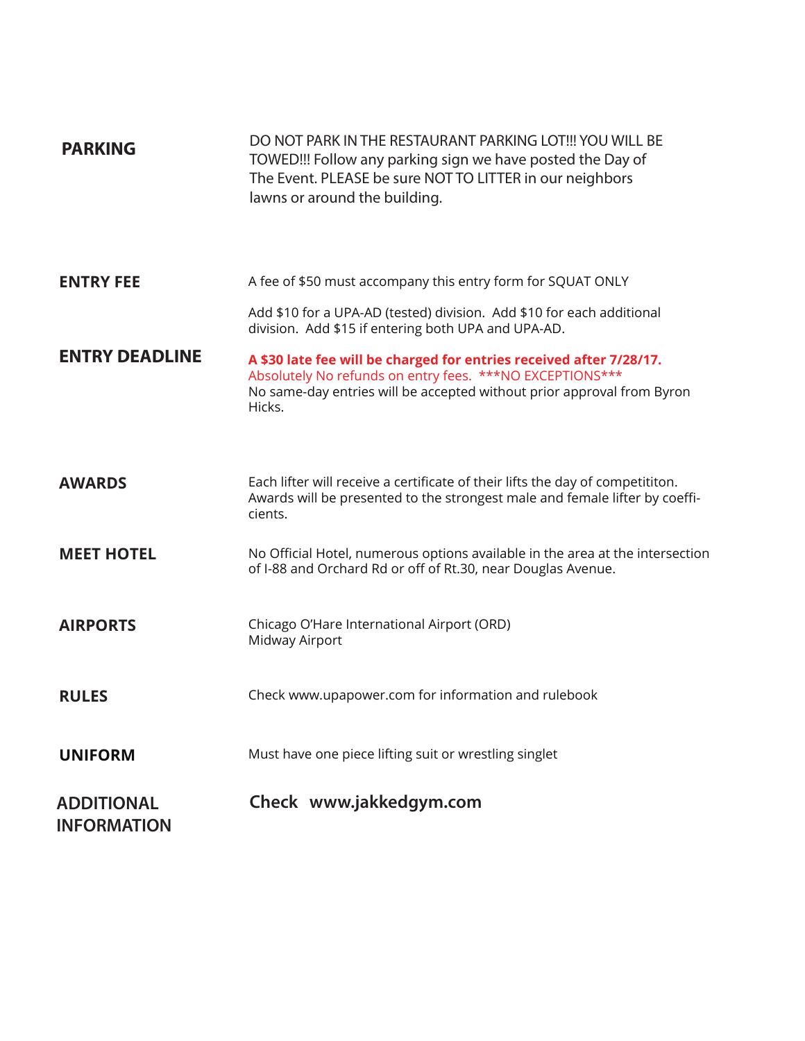**PARKING**

DO NOT PARK IN THE RESTAURANT PARKING LOT!!! YOU WILL BE TOWED!!! Follow any parking sign we have posted the Day of The Event. PLEASE be sure NOT TO LITTER in our neighbors lawns or around the building.

**ENTRY FEE**

A fee of $50 must accompany this entry form for SQUAT ONLY

Add $10 for a UPA-AD (tested) division. Add $10 for each additional division. Add $15 if entering both UPA and UPA-AD.

**ENTRY DEADLINE**

**A $30 late fee will be charged for entries received after 7/28/17.**
Absolutely No refunds on entry fees. ***NO EXCEPTIONS***
No same-day entries will be accepted without prior approval from Byron Hicks.

**AWARDS**

Each lifter will receive a certificate of their lifts the day of competititon. Awards will be presented to the strongest male and female lifter by coefficients.

**MEET HOTEL**

No Official Hotel, numerous options available in the area at the intersection of I-88 and Orchard Rd or off of Rt.30, near Douglas Avenue.

**AIRPORTS**

Chicago O'Hare International Airport (ORD)
Midway Airport

**RULES**

Check www.upapower.com for information and rulebook

**UNIFORM**

Must have one piece lifting suit or wrestling singlet

**ADDITIONAL INFORMATION**

**Check www.jakkedgym.com**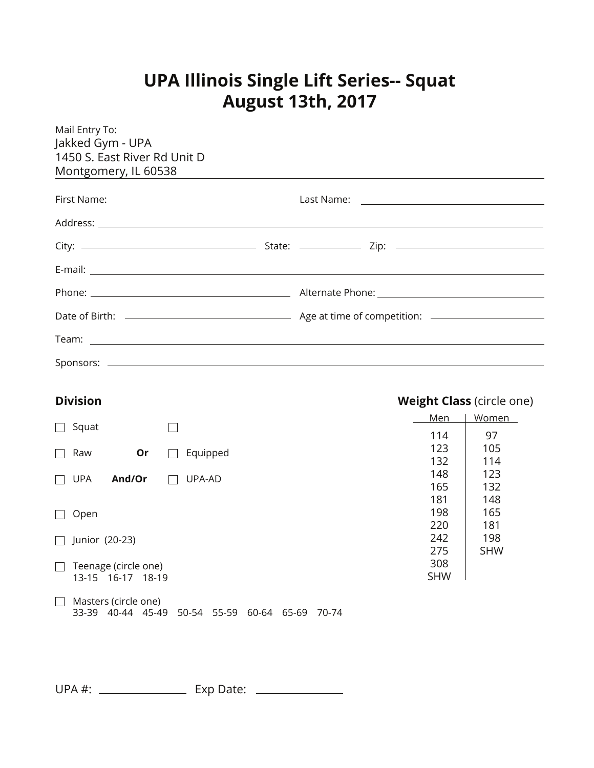# UPA Illinois Single Lift Series-- Squat
# August 13th, 2017

Mail Entry To:
Jakked Gym - UPA
1450 S. East River Rd Unit D
Montgomery, IL 60538

First Name: ______________________ Last Name: ______________________

Address: ______________________________________________

City: ______________________ State: __________ Zip: ______________

E-mail: ______________________________________________

Phone: ______________________ Alternate Phone: ______________________

Date of Birth: ______________________ Age at time of competition: ______________________

Team: ______________________________________________

Sponsors: ______________________________________________

### Division

☐ Squat ☐

☐ Raw **Or** ☐ Equipped

☐ UPA **And/Or** ☐ UPA-AD

☐ Open

☐ Junior (20-23)

☐ Teenage (circle one)
13-15 16-17 18-19

☐ Masters (circle one)
33-39 40-44 45-49 50-54 55-59 60-64 65-69 70-74

### **Weight Class** (circle one)

| Men | Women |
|---|---|
| 114 | 97 |
| 123 | 105 |
| 132 | 114 |
| 148 | 123 |
| 165 | 132 |
| 181 | 148 |
| 198 | 165 |
| 220 | 181 |
| 242 | 198 |
| 275 | SHW |
| 308 | |
| SHW | |

UPA #: ______________ Exp Date: ______________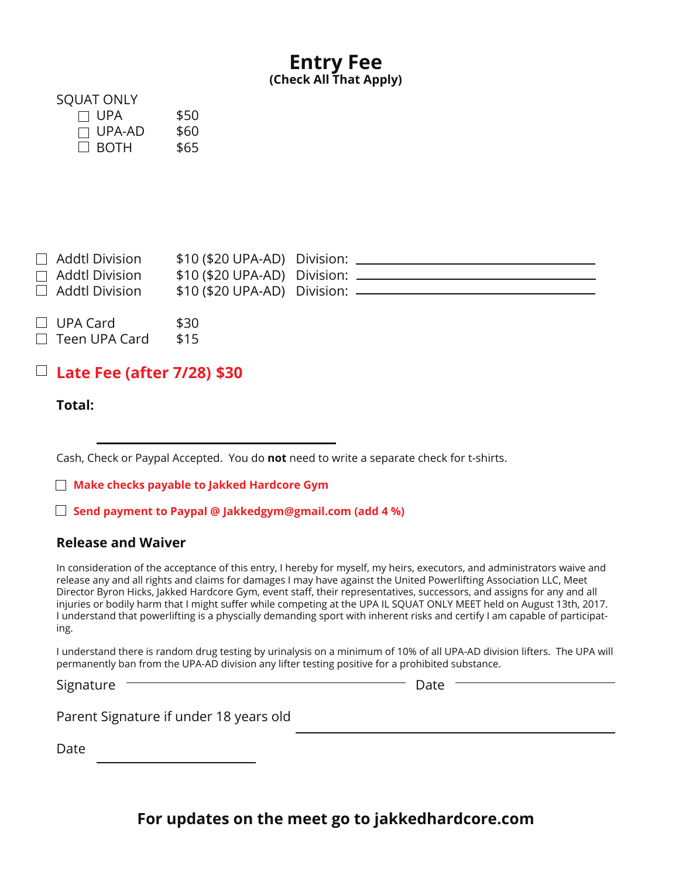# Entry Fee

**(Check All That Apply)**

SQUAT ONLY

- ☐ UPA $50
- ☐ UPA-AD $60
- ☐ BOTH $65

- ☐ Addtl Division $10 ($20 UPA-AD) Division: ______________________
- ☐ Addtl Division $10 ($20 UPA-AD) Division: ______________________
- ☐ Addtl Division $10 ($20 UPA-AD) Division: ______________________

- ☐ UPA Card $30
- ☐ Teen UPA Card $15

☐ **Late Fee (after 7/28) $30**

**Total:** ______________________

Cash, Check or Paypal Accepted. You do **not** need to write a separate check for t-shirts.

☐ **Make checks payable to Jakked Hardcore Gym**

☐ **Send payment to Paypal @ Jakkedgym@gmail.com (add 4 %)**

### Release and Waiver

In consideration of the acceptance of this entry, I hereby for myself, my heirs, executors, and administrators waive and release any and all rights and claims for damages I may have against the United Powerlifting Association LLC, Meet Director Byron Hicks, Jakked Hardcore Gym, event staff, their representatives, successors, and assigns for any and all injuries or bodily harm that I might suffer while competing at the UPA IL SQUAT ONLY MEET held on August 13th, 2017. I understand that powerlifting is a physcially demanding sport with inherent risks and certify I am capable of participating.

I understand there is random drug testing by urinalysis on a minimum of 10% of all UPA-AD division lifters. The UPA will permanently ban from the UPA-AD division any lifter testing positive for a prohibited substance.

Signature ______________________ Date ______________

Parent Signature if under 18 years old ______________________

Date ______________

**For updates on the meet go to jakkedhardcore.com**